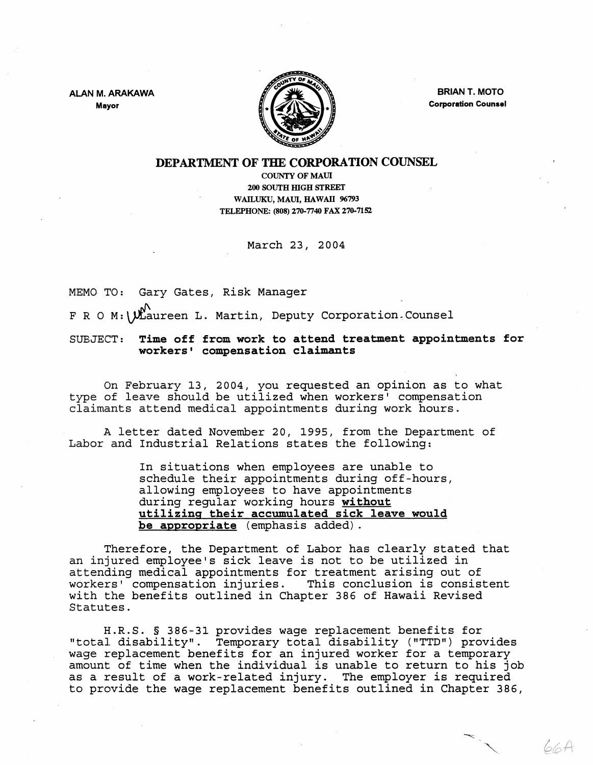ALAN M. ARAKAWA
**Mayor**

BRIAN T. MOTO
**Corporation Counsel**

**DEPARTMENT OF THE CORPORATION COUNSEL**

COUNTY OF MAUI
200 SOUTH HIGH STREET
WAILUKU, MAUI, HAWAII 96793
TELEPHONE: (808) 270-7740 FAX 270-7152

March 23, 2004

MEMO TO: Gary Gates, Risk Manager

F R O M: Laureen L. Martin, Deputy Corporation Counsel

SUBJECT: **Time off from work to attend treatment appointments for workers' compensation claimants**

On February 13, 2004, you requested an opinion as to what type of leave should be utilized when workers' compensation claimants attend medical appointments during work hours.

A letter dated November 20, 1995, from the Department of Labor and Industrial Relations states the following:

> In situations when employees are unable to schedule their appointments during off-hours, allowing employees to have appointments during regular working hours **without utilizing their accumulated sick leave would be appropriate** (emphasis added).

Therefore, the Department of Labor has clearly stated that an injured employee's sick leave is not to be utilized in attending medical appointments for treatment arising out of workers' compensation injuries. This conclusion is consistent with the benefits outlined in Chapter 386 of Hawaii Revised Statutes.

H.R.S. § 386-31 provides wage replacement benefits for "total disability". Temporary total disability ("TTD") provides wage replacement benefits for an injured worker for a temporary amount of time when the individual is unable to return to his job as a result of a work-related injury. The employer is required to provide the wage replacement benefits outlined in Chapter 386,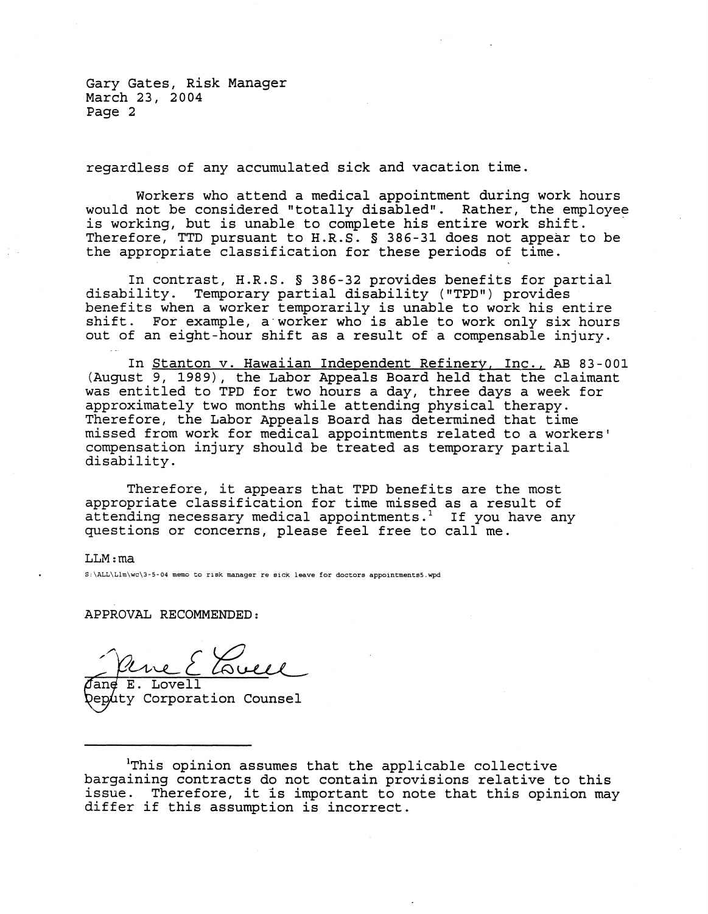regardless of any accumulated sick and vacation time.

Workers who attend a medical appointment during work hours would not be considered "totally disabled". Rather, the employee is working, but is unable to complete his entire work shift. Therefore, TTD pursuant to H.R.S. § 386-31 does not appear to be the appropriate classification for these periods of time.

In contrast, H.R.S. § 386-32 provides benefits for partial disability. Temporary partial disability ("TPD") provides benefits when a worker temporarily is unable to work his entire shift. For example, a worker who is able to work only six hours out of an eight-hour shift as a result of a compensable injury.

In Stanton v. Hawaiian Independent Refinery, Inc., AB 83-001 (August 9, 1989), the Labor Appeals Board held that the claimant was entitled to TPD for two hours a day, three days a week for approximately two months while attending physical therapy. Therefore, the Labor Appeals Board has determined that time missed from work for medical appointments related to a workers' compensation injury should be treated as temporary partial disability.

Therefore, it appears that TPD benefits are the most appropriate classification for time missed as a result of attending necessary medical appointments.[1] If you have any questions or concerns, please feel free to call me.

LLM:ma

S:\ALL\Llm\wc\3-5-04 memo to risk manager re sick leave for doctors appointments5.wpd

APPROVAL RECOMMENDED:

Jane E. Lovell
Deputy Corporation Counsel

---

[1]This opinion assumes that the applicable collective bargaining contracts do not contain provisions relative to this issue. Therefore, it is important to note that this opinion may differ if this assumption is incorrect.